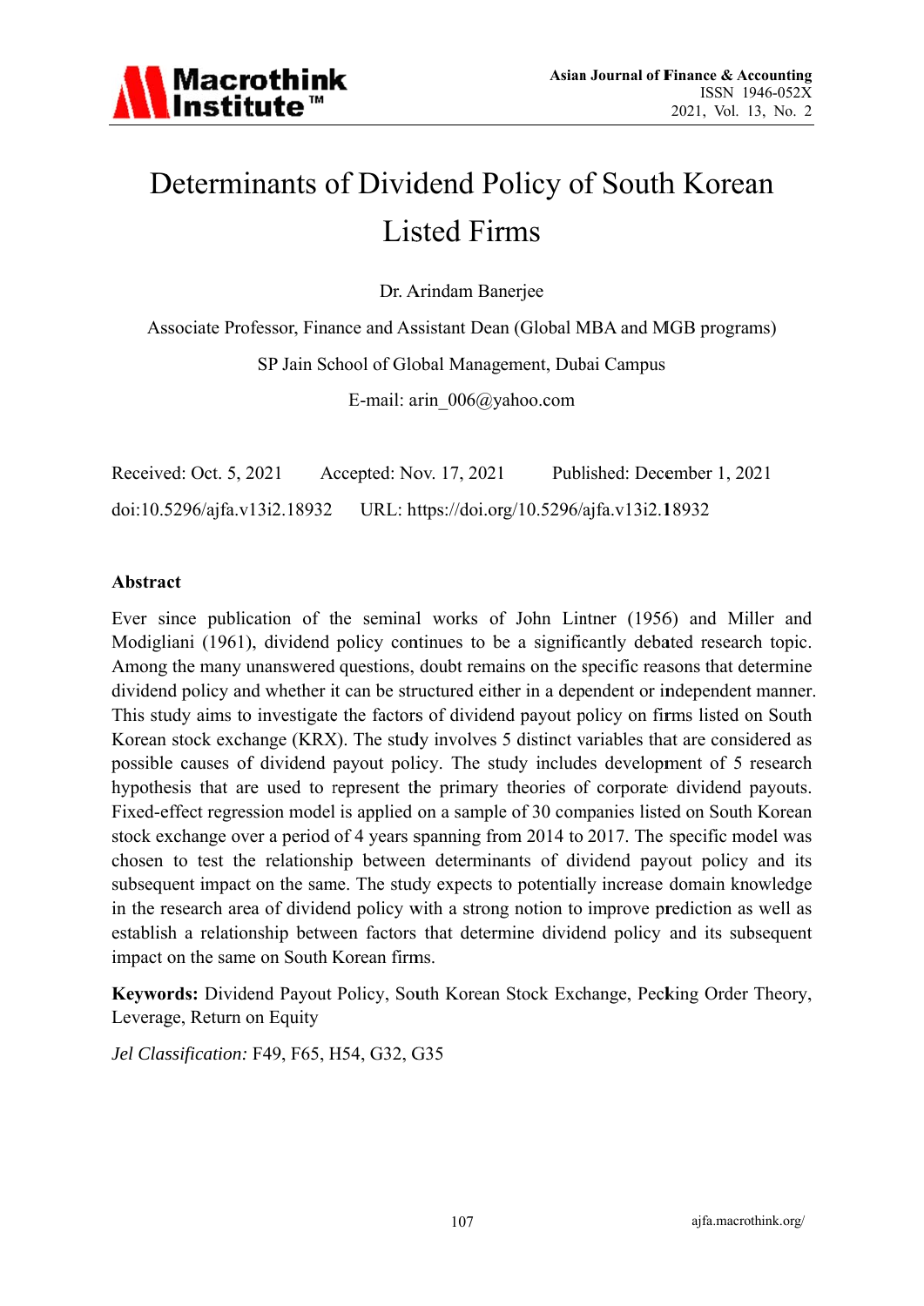# Determinants of Dividend Policy of South Korean Listed Firms

Dr. Arindam Banerjee

Associate Professor, Finance and Assistant Dean (Global MBA and MGB programs)

SP Jain School of Global Management, Dubai Campus

E-mail: arin_006@yahoo.com

Received: Oct. 5, 2021 Accepted: Nov. 17, 2021 Published: December 1, 2021

doi:10.5296/ajfa.v13i2.18932 URL: https://doi.org/10.5296/ajfa.v13i2.18932

## Abstract

Ever since publication of the seminal works of John Lintner (1956) and Miller and Modigliani (1961), dividend policy continues to be a significantly debated research topic. Among the many unanswered questions, doubt remains on the specific reasons that determine dividend policy and whether it can be structured either in a dependent or independent manner. This study aims to investigate the factors of dividend payout policy on firms listed on South Korean stock exchange (KRX). The study involves 5 distinct variables that are considered as possible causes of dividend payout policy. The study includes development of 5 research hypothesis that are used to represent the primary theories of corporate dividend payouts. Fixed-effect regression model is applied on a sample of 30 companies listed on South Korean stock exchange over a period of 4 years spanning from 2014 to 2017. The specific model was chosen to test the relationship between determinants of dividend payout policy and its subsequent impact on the same. The study expects to potentially increase domain knowledge in the research area of dividend policy with a strong notion to improve prediction as well as establish a relationship between factors that determine dividend policy and its subsequent impact on the same on South Korean firms.

**Keywords:** Dividend Payout Policy, South Korean Stock Exchange, Pecking Order Theory, Leverage, Return on Equity

*Jel Classification:* F49, F65, H54, G32, G35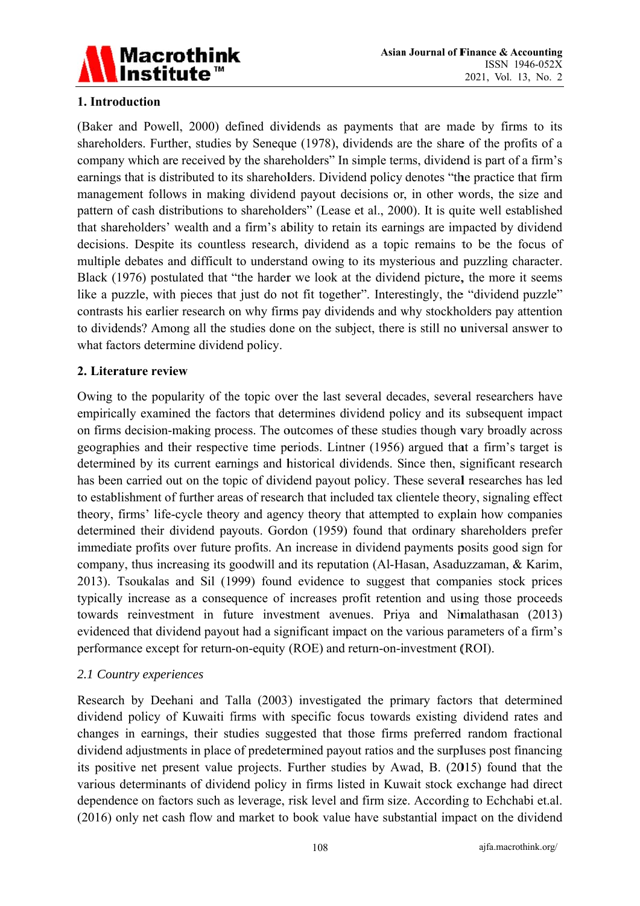## 1. Introduction

(Baker and Powell, 2000) defined dividends as payments that are made by firms to its shareholders. Further, studies by Seneque (1978), dividends are the share of the profits of a company which are received by the shareholders" In simple terms, dividend is part of a firm's earnings that is distributed to its shareholders. Dividend policy denotes "the practice that firm management follows in making dividend payout decisions or, in other words, the size and pattern of cash distributions to shareholders" (Lease et al., 2000). It is quite well established that shareholders' wealth and a firm's ability to retain its earnings are impacted by dividend decisions. Despite its countless research, dividend as a topic remains to be the focus of multiple debates and difficult to understand owing to its mysterious and puzzling character. Black (1976) postulated that "the harder we look at the dividend picture, the more it seems like a puzzle, with pieces that just do not fit together". Interestingly, the "dividend puzzle" contrasts his earlier research on why firms pay dividends and why stockholders pay attention to dividends? Among all the studies done on the subject, there is still no universal answer to what factors determine dividend policy.

## 2. Literature review

Owing to the popularity of the topic over the last several decades, several researchers have empirically examined the factors that determines dividend policy and its subsequent impact on firms decision-making process. The outcomes of these studies though vary broadly across geographies and their respective time periods. Lintner (1956) argued that a firm's target is determined by its current earnings and historical dividends. Since then, significant research has been carried out on the topic of dividend payout policy. These several researches has led to establishment of further areas of research that included tax clientele theory, signaling effect theory, firms' life-cycle theory and agency theory that attempted to explain how companies determined their dividend payouts. Gordon (1959) found that ordinary shareholders prefer immediate profits over future profits. An increase in dividend payments posits good sign for company, thus increasing its goodwill and its reputation (Al-Hasan, Asaduzzaman, & Karim, 2013). Tsoukalas and Sil (1999) found evidence to suggest that companies stock prices typically increase as a consequence of increases profit retention and using those proceeds towards reinvestment in future investment avenues. Priya and Nimalathasan (2013) evidenced that dividend payout had a significant impact on the various parameters of a firm's performance except for return-on-equity (ROE) and return-on-investment (ROI).

### *2.1 Country experiences*

Research by Deehani and Talla (2003) investigated the primary factors that determined dividend policy of Kuwaiti firms with specific focus towards existing dividend rates and changes in earnings, their studies suggested that those firms preferred random fractional dividend adjustments in place of predetermined payout ratios and the surpluses post financing its positive net present value projects. Further studies by Awad, B. (2015) found that the various determinants of dividend policy in firms listed in Kuwait stock exchange had direct dependence on factors such as leverage, risk level and firm size. According to Echchabi et.al. (2016) only net cash flow and market to book value have substantial impact on the dividend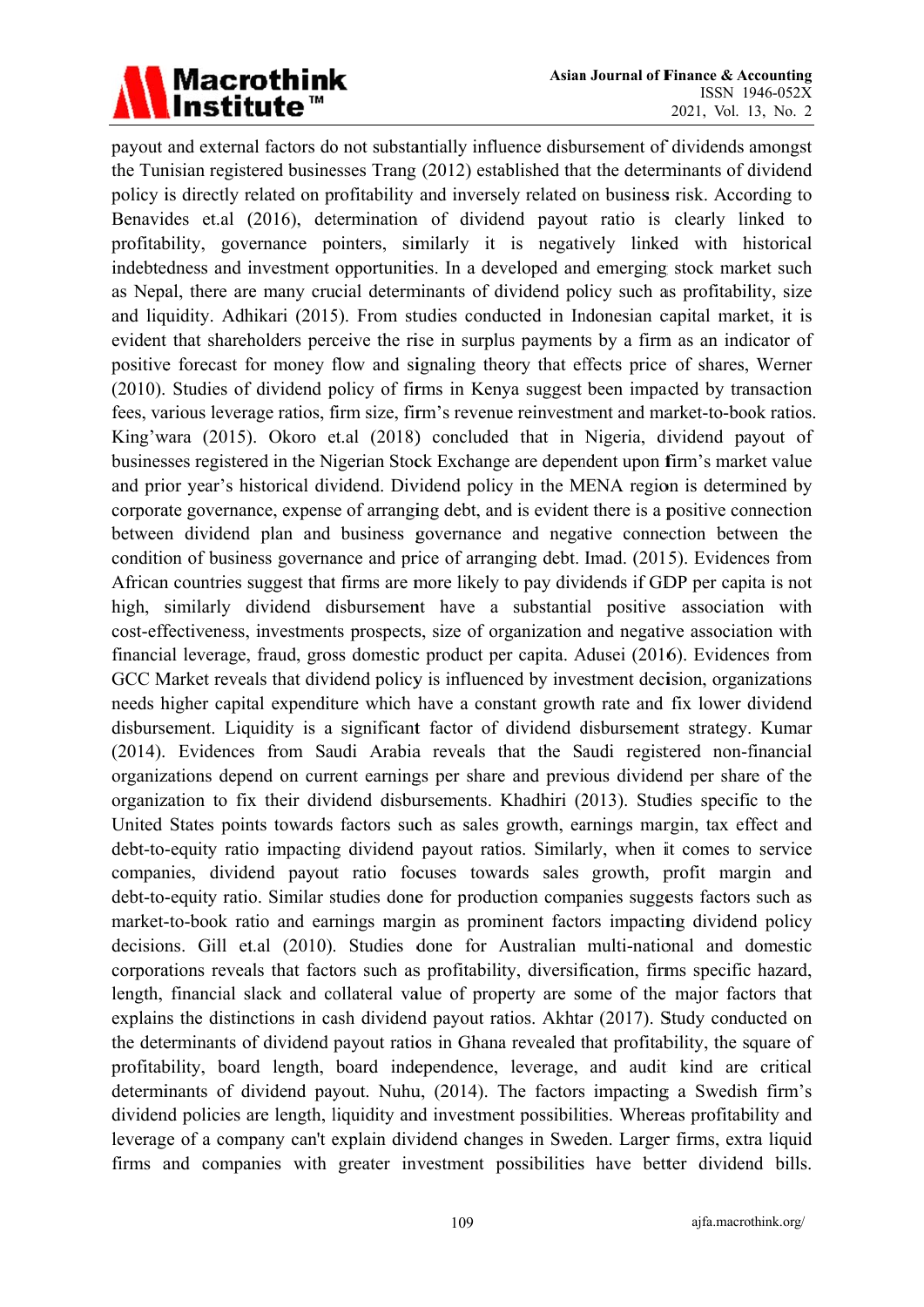payout and external factors do not substantially influence disbursement of dividends amongst the Tunisian registered businesses Trang (2012) established that the determinants of dividend policy is directly related on profitability and inversely related on business risk. According to Benavides et.al (2016), determination of dividend payout ratio is clearly linked to profitability, governance pointers, similarly it is negatively linked with historical indebtedness and investment opportunities. In a developed and emerging stock market such as Nepal, there are many crucial determinants of dividend policy such as profitability, size and liquidity. Adhikari (2015). From studies conducted in Indonesian capital market, it is evident that shareholders perceive the rise in surplus payments by a firm as an indicator of positive forecast for money flow and signaling theory that effects price of shares, Werner (2010). Studies of dividend policy of firms in Kenya suggest been impacted by transaction fees, various leverage ratios, firm size, firm's revenue reinvestment and market-to-book ratios. King'wara (2015). Okoro et.al (2018) concluded that in Nigeria, dividend payout of businesses registered in the Nigerian Stock Exchange are dependent upon firm's market value and prior year's historical dividend. Dividend policy in the MENA region is determined by corporate governance, expense of arranging debt, and is evident there is a positive connection between dividend plan and business governance and negative connection between the condition of business governance and price of arranging debt. Imad. (2015). Evidences from African countries suggest that firms are more likely to pay dividends if GDP per capita is not high, similarly dividend disbursement have a substantial positive association with cost-effectiveness, investments prospects, size of organization and negative association with financial leverage, fraud, gross domestic product per capita. Adusei (2016). Evidences from GCC Market reveals that dividend policy is influenced by investment decision, organizations needs higher capital expenditure which have a constant growth rate and fix lower dividend disbursement. Liquidity is a significant factor of dividend disbursement strategy. Kumar (2014). Evidences from Saudi Arabia reveals that the Saudi registered non-financial organizations depend on current earnings per share and previous dividend per share of the organization to fix their dividend disbursements. Khadhiri (2013). Studies specific to the United States points towards factors such as sales growth, earnings margin, tax effect and debt-to-equity ratio impacting dividend payout ratios. Similarly, when it comes to service companies, dividend payout ratio focuses towards sales growth, profit margin and debt-to-equity ratio. Similar studies done for production companies suggests factors such as market-to-book ratio and earnings margin as prominent factors impacting dividend policy decisions. Gill et.al (2010). Studies done for Australian multi-national and domestic corporations reveals that factors such as profitability, diversification, firms specific hazard, length, financial slack and collateral value of property are some of the major factors that explains the distinctions in cash dividend payout ratios. Akhtar (2017). Study conducted on the determinants of dividend payout ratios in Ghana revealed that profitability, the square of profitability, board length, board independence, leverage, and audit kind are critical determinants of dividend payout. Nuhu, (2014). The factors impacting a Swedish firm's dividend policies are length, liquidity and investment possibilities. Whereas profitability and leverage of a company can't explain dividend changes in Sweden. Larger firms, extra liquid firms and companies with greater investment possibilities have better dividend bills.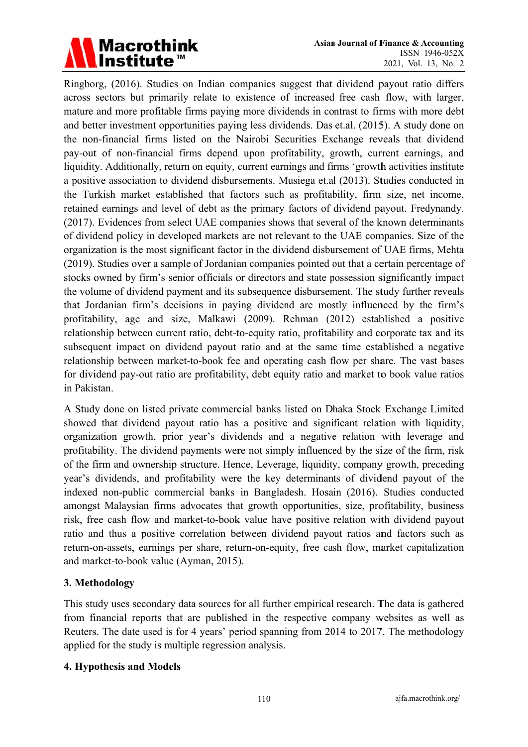Ringborg, (2016). Studies on Indian companies suggest that dividend payout ratio differs across sectors but primarily relate to existence of increased free cash flow, with larger, mature and more profitable firms paying more dividends in contrast to firms with more debt and better investment opportunities paying less dividends. Das et.al. (2015). A study done on the non-financial firms listed on the Nairobi Securities Exchange reveals that dividend pay-out of non-financial firms depend upon profitability, growth, current earnings, and liquidity. Additionally, return on equity, current earnings and firms 'growth activities institute a positive association to dividend disbursements. Musiega et.al (2013). Studies conducted in the Turkish market established that factors such as profitability, firm size, net income, retained earnings and level of debt as the primary factors of dividend payout. Fredynandy. (2017). Evidences from select UAE companies shows that several of the known determinants of dividend policy in developed markets are not relevant to the UAE companies. Size of the organization is the most significant factor in the dividend disbursement of UAE firms, Mehta (2019). Studies over a sample of Jordanian companies pointed out that a certain percentage of stocks owned by firm's senior officials or directors and state possession significantly impact the volume of dividend payment and its subsequence disbursement. The study further reveals that Jordanian firm's decisions in paying dividend are mostly influenced by the firm's profitability, age and size, Malkawi (2009). Rehman (2012) established a positive relationship between current ratio, debt-to-equity ratio, profitability and corporate tax and its subsequent impact on dividend payout ratio and at the same time established a negative relationship between market-to-book fee and operating cash flow per share. The vast bases for dividend pay-out ratio are profitability, debt equity ratio and market to book value ratios in Pakistan.

A Study done on listed private commercial banks listed on Dhaka Stock Exchange Limited showed that dividend payout ratio has a positive and significant relation with liquidity, organization growth, prior year's dividends and a negative relation with leverage and profitability. The dividend payments were not simply influenced by the size of the firm, risk of the firm and ownership structure. Hence, Leverage, liquidity, company growth, preceding year's dividends, and profitability were the key determinants of dividend payout of the indexed non-public commercial banks in Bangladesh. Hosain (2016). Studies conducted amongst Malaysian firms advocates that growth opportunities, size, profitability, business risk, free cash flow and market-to-book value have positive relation with dividend payout ratio and thus a positive correlation between dividend payout ratios and factors such as return-on-assets, earnings per share, return-on-equity, free cash flow, market capitalization and market-to-book value (Ayman, 2015).

## 3. Methodology

This study uses secondary data sources for all further empirical research. The data is gathered from financial reports that are published in the respective company websites as well as Reuters. The date used is for 4 years' period spanning from 2014 to 2017. The methodology applied for the study is multiple regression analysis.

## 4. Hypothesis and Models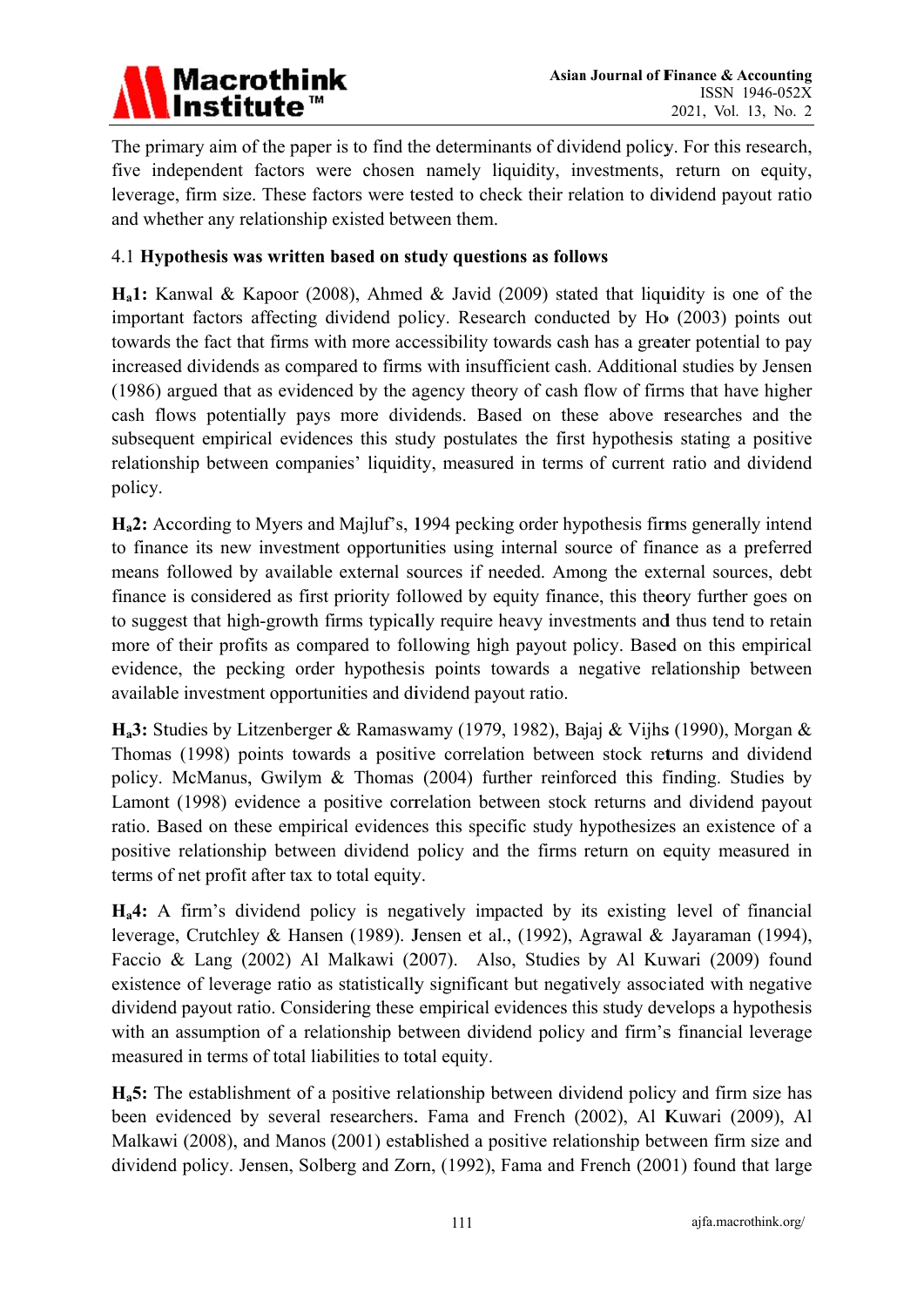The primary aim of the paper is to find the determinants of dividend policy. For this research, five independent factors were chosen namely liquidity, investments, return on equity, leverage, firm size. These factors were tested to check their relation to dividend payout ratio and whether any relationship existed between them.

4.1 **Hypothesis was written based on study questions as follows**

**$H_a$1:** Kanwal & Kapoor (2008), Ahmed & Javid (2009) stated that liquidity is one of the important factors affecting dividend policy. Research conducted by Ho (2003) points out towards the fact that firms with more accessibility towards cash has a greater potential to pay increased dividends as compared to firms with insufficient cash. Additional studies by Jensen (1986) argued that as evidenced by the agency theory of cash flow of firms that have higher cash flows potentially pays more dividends. Based on these above researches and the subsequent empirical evidences this study postulates the first hypothesis stating a positive relationship between companies' liquidity, measured in terms of current ratio and dividend policy.

**$H_a$2:** According to Myers and Majluf's, 1994 pecking order hypothesis firms generally intend to finance its new investment opportunities using internal source of finance as a preferred means followed by available external sources if needed. Among the external sources, debt finance is considered as first priority followed by equity finance, this theory further goes on to suggest that high-growth firms typically require heavy investments and thus tend to retain more of their profits as compared to following high payout policy. Based on this empirical evidence, the pecking order hypothesis points towards a negative relationship between available investment opportunities and dividend payout ratio.

**$H_a$3:** Studies by Litzenberger & Ramaswamy (1979, 1982), Bajaj & Vijhs (1990), Morgan & Thomas (1998) points towards a positive correlation between stock returns and dividend policy. McManus, Gwilym & Thomas (2004) further reinforced this finding. Studies by Lamont (1998) evidence a positive correlation between stock returns and dividend payout ratio. Based on these empirical evidences this specific study hypothesizes an existence of a positive relationship between dividend policy and the firms return on equity measured in terms of net profit after tax to total equity.

**$H_a$4:** A firm's dividend policy is negatively impacted by its existing level of financial leverage, Crutchley & Hansen (1989). Jensen et al., (1992), Agrawal & Jayaraman (1994), Faccio & Lang (2002) Al Malkawi (2007). Also, Studies by Al Kuwari (2009) found existence of leverage ratio as statistically significant but negatively associated with negative dividend payout ratio. Considering these empirical evidences this study develops a hypothesis with an assumption of a relationship between dividend policy and firm's financial leverage measured in terms of total liabilities to total equity.

**$H_a$5:** The establishment of a positive relationship between dividend policy and firm size has been evidenced by several researchers. Fama and French (2002), Al Kuwari (2009), Al Malkawi (2008), and Manos (2001) established a positive relationship between firm size and dividend policy. Jensen, Solberg and Zorn, (1992), Fama and French (2001) found that large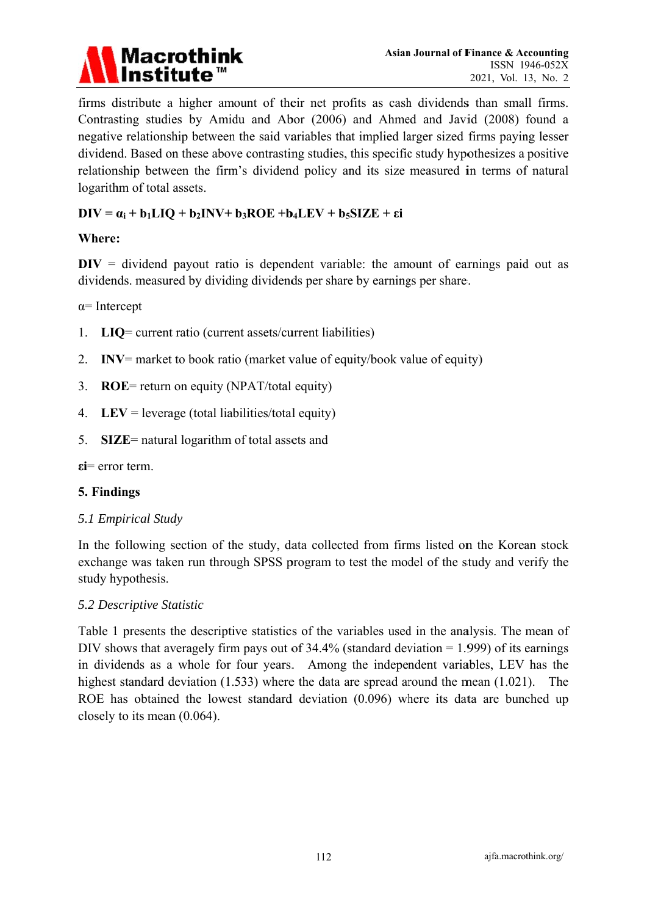firms distribute a higher amount of their net profits as cash dividends than small firms. Contrasting studies by Amidu and Abor (2006) and Ahmed and Javid (2008) found a negative relationship between the said variables that implied larger sized firms paying lesser dividend. Based on these above contrasting studies, this specific study hypothesizes a positive relationship between the firm's dividend policy and its size measured in terms of natural logarithm of total assets.

$$\mathbf{DIV = \alpha_i + b_1LIQ + b_2INV + b_3ROE + b_4LEV + b_5SIZE + \varepsilon i}$$

**Where:**

**DIV** = dividend payout ratio is dependent variable: the amount of earnings paid out as dividends. measured by dividing dividends per share by earnings per share.

α= Intercept

1. **LIQ**= current ratio (current assets/current liabilities)
2. **INV**= market to book ratio (market value of equity/book value of equity)
3. **ROE**= return on equity (NPAT/total equity)
4. **LEV** = leverage (total liabilities/total equity)
5. **SIZE**= natural logarithm of total assets and

**εi**= error term.

## 5. Findings

### *5.1 Empirical Study*

In the following section of the study, data collected from firms listed on the Korean stock exchange was taken run through SPSS program to test the model of the study and verify the study hypothesis.

### *5.2 Descriptive Statistic*

Table 1 presents the descriptive statistics of the variables used in the analysis. The mean of DIV shows that averagely firm pays out of 34.4% (standard deviation = 1.999) of its earnings in dividends as a whole for four years. Among the independent variables, LEV has the highest standard deviation (1.533) where the data are spread around the mean (1.021). The ROE has obtained the lowest standard deviation (0.096) where its data are bunched up closely to its mean (0.064).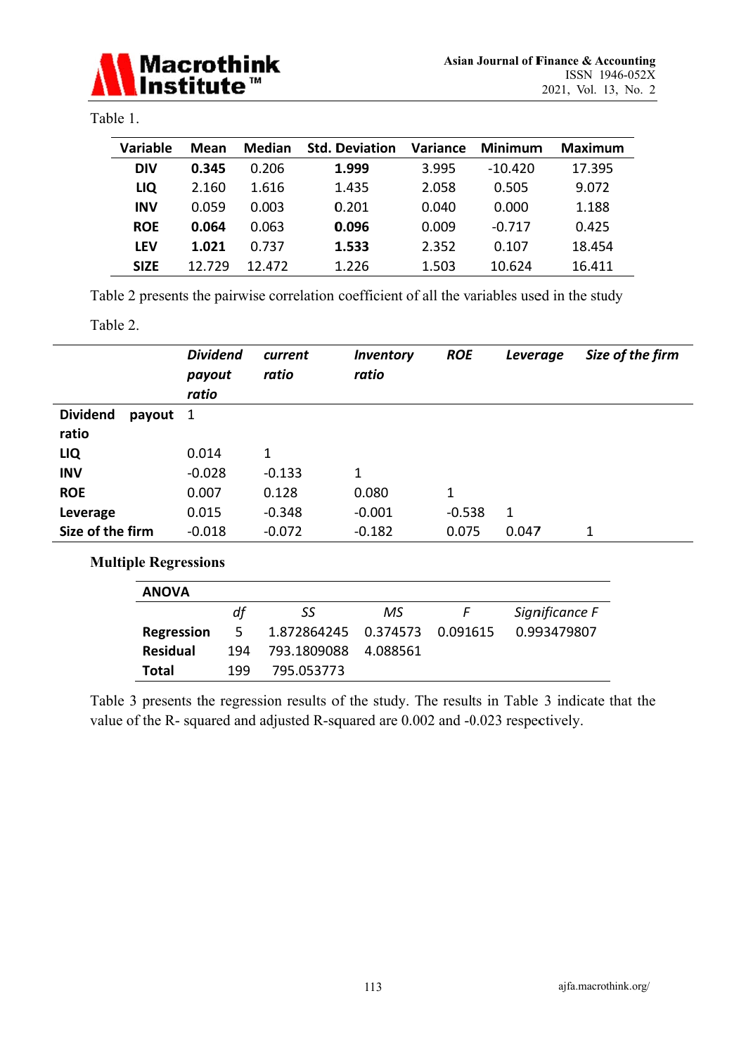Table 1.

| Variable | Mean | Median | Std. Deviation | Variance | Minimum | Maximum |
|---|---|---|---|---|---|---|
| **DIV** | **0.345** | 0.206 | **1.999** | 3.995 | -10.420 | 17.395 |
| **LIQ** | 2.160 | 1.616 | 1.435 | 2.058 | 0.505 | 9.072 |
| **INV** | 0.059 | 0.003 | 0.201 | 0.040 | 0.000 | 1.188 |
| **ROE** | **0.064** | 0.063 | **0.096** | 0.009 | -0.717 | 0.425 |
| **LEV** | **1.021** | 0.737 | **1.533** | 2.352 | 0.107 | 18.454 |
| **SIZE** | 12.729 | 12.472 | 1.226 | 1.503 | 10.624 | 16.411 |

Table 2 presents the pairwise correlation coefficient of all the variables used in the study

Table 2.

| | *Dividend payout ratio* | *current ratio* | *Inventory ratio* | *ROE* | *Leverage* | *Size of the firm* |
|---|---|---|---|---|---|---|
| **Dividend payout ratio** | 1 | | | | | |
| **LIQ** | 0.014 | 1 | | | | |
| **INV** | -0.028 | -0.133 | 1 | | | |
| **ROE** | 0.007 | 0.128 | 0.080 | 1 | | |
| **Leverage** | 0.015 | -0.348 | -0.001 | -0.538 | 1 | |
| **Size of the firm** | -0.018 | -0.072 | -0.182 | 0.075 | 0.047 | 1 |

**Multiple Regressions**

| **ANOVA** | | | | | |
|---|---|---|---|---|---|
| | *df* | *SS* | *MS* | *F* | *Significance F* |
| **Regression** | 5 | 1.872864245 | 0.374573 | 0.091615 | 0.993479807 |
| **Residual** | 194 | 793.1809088 | 4.088561 | | |
| **Total** | 199 | 795.053773 | | | |

Table 3 presents the regression results of the study. The results in Table 3 indicate that the value of the R- squared and adjusted R-squared are 0.002 and -0.023 respectively.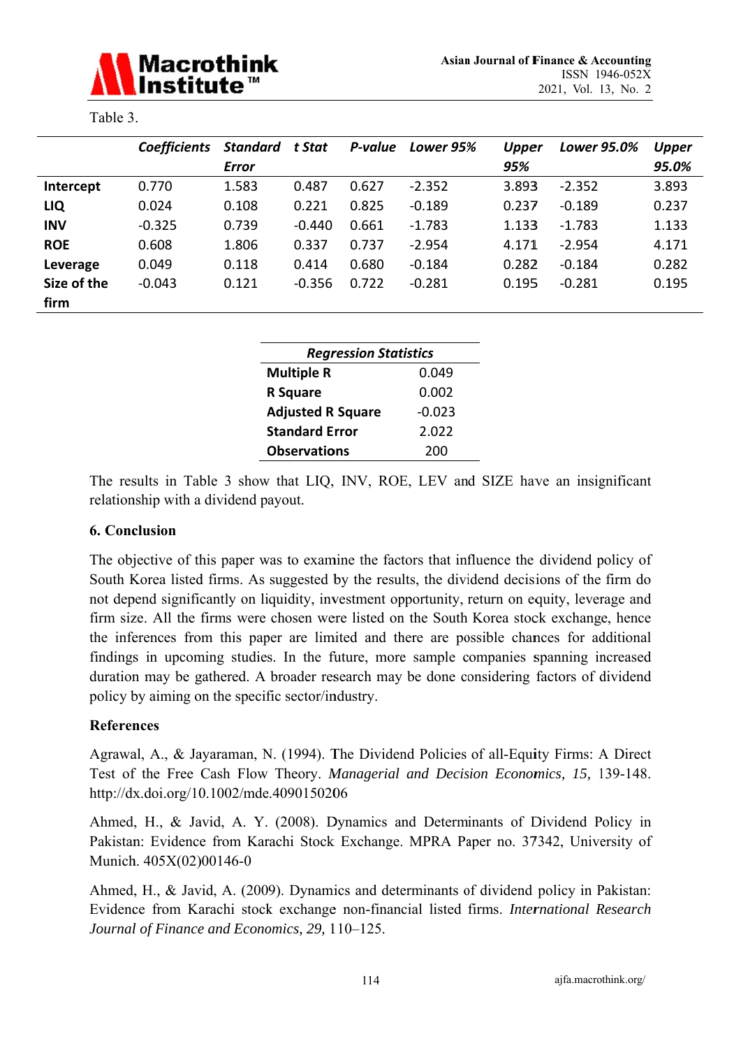Table 3.

| | *Coefficients* | *Standard Error* | *t Stat* | *P-value* | *Lower 95%* | *Upper 95%* | *Lower 95.0%* | *Upper 95.0%* |
|---|---|---|---|---|---|---|---|---|
| **Intercept** | 0.770 | 1.583 | 0.487 | 0.627 | -2.352 | 3.893 | -2.352 | 3.893 |
| **LIQ** | 0.024 | 0.108 | 0.221 | 0.825 | -0.189 | 0.237 | -0.189 | 0.237 |
| **INV** | -0.325 | 0.739 | -0.440 | 0.661 | -1.783 | 1.133 | -1.783 | 1.133 |
| **ROE** | 0.608 | 1.806 | 0.337 | 0.737 | -2.954 | 4.171 | -2.954 | 4.171 |
| **Leverage** | 0.049 | 0.118 | 0.414 | 0.680 | -0.184 | 0.282 | -0.184 | 0.282 |
| **Size of the firm** | -0.043 | 0.121 | -0.356 | 0.722 | -0.281 | 0.195 | -0.281 | 0.195 |

| *Regression Statistics* | |
|---|---|
| **Multiple R** | 0.049 |
| **R Square** | 0.002 |
| **Adjusted R Square** | -0.023 |
| **Standard Error** | 2.022 |
| **Observations** | 200 |

The results in Table 3 show that LIQ, INV, ROE, LEV and SIZE have an insignificant relationship with a dividend payout.

## 6. Conclusion

The objective of this paper was to examine the factors that influence the dividend policy of South Korea listed firms. As suggested by the results, the dividend decisions of the firm do not depend significantly on liquidity, investment opportunity, return on equity, leverage and firm size. All the firms were chosen were listed on the South Korea stock exchange, hence the inferences from this paper are limited and there are possible chances for additional findings in upcoming studies. In the future, more sample companies spanning increased duration may be gathered. A broader research may be done considering factors of dividend policy by aiming on the specific sector/industry.

## References

Agrawal, A., & Jayaraman, N. (1994). The Dividend Policies of all-Equity Firms: A Direct Test of the Free Cash Flow Theory. *Managerial and Decision Economics, 15,* 139-148. http://dx.doi.org/10.1002/mde.4090150206

Ahmed, H., & Javid, A. Y. (2008). Dynamics and Determinants of Dividend Policy in Pakistan: Evidence from Karachi Stock Exchange. MPRA Paper no. 37342, University of Munich. 405X(02)00146-0

Ahmed, H., & Javid, A. (2009). Dynamics and determinants of dividend policy in Pakistan: Evidence from Karachi stock exchange non-financial listed firms. *International Research Journal of Finance and Economics, 29,* 110–125.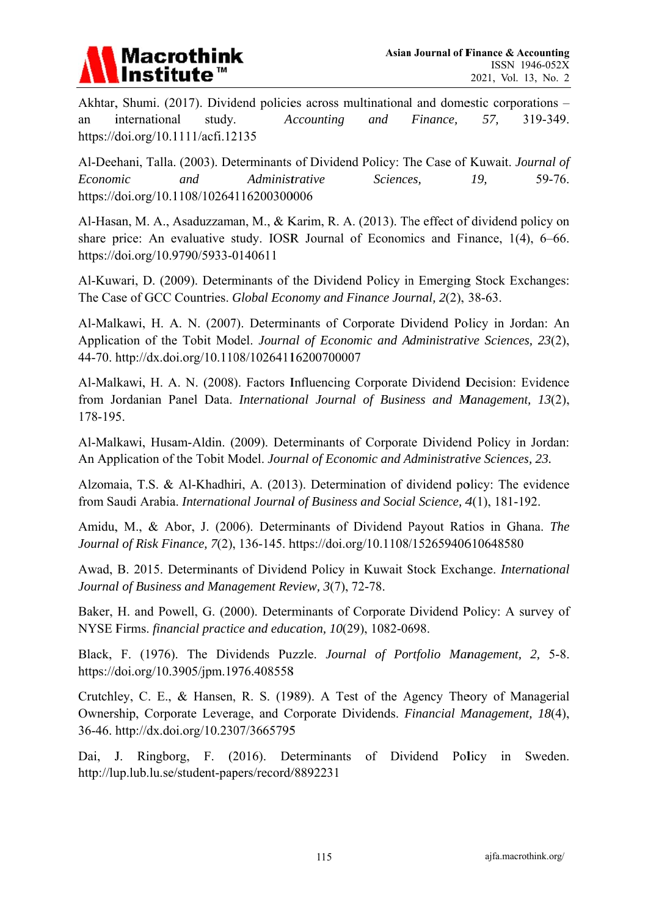Akhtar, Shumi. (2017). Dividend policies across multinational and domestic corporations – an international study. *Accounting and Finance, 57,* 319-349. https://doi.org/10.1111/acfi.12135

Al-Deehani, Talla. (2003). Determinants of Dividend Policy: The Case of Kuwait. *Journal of Economic and Administrative Sciences, 19,* 59-76. https://doi.org/10.1108/10264116200300006

Al-Hasan, M. A., Asaduzzaman, M., & Karim, R. A. (2013). The effect of dividend policy on share price: An evaluative study. IOSR Journal of Economics and Finance, 1(4), 6–66. https://doi.org/10.9790/5933-0140611

Al-Kuwari, D. (2009). Determinants of the Dividend Policy in Emerging Stock Exchanges: The Case of GCC Countries. *Global Economy and Finance Journal, 2*(2), 38-63.

Al-Malkawi, H. A. N. (2007). Determinants of Corporate Dividend Policy in Jordan: An Application of the Tobit Model. *Journal of Economic and Administrative Sciences, 23*(2), 44-70. http://dx.doi.org/10.1108/10264116200700007

Al-Malkawi, H. A. N. (2008). Factors Influencing Corporate Dividend Decision: Evidence from Jordanian Panel Data. *International Journal of Business and Management, 13*(2), 178-195.

Al-Malkawi, Husam-Aldin. (2009). Determinants of Corporate Dividend Policy in Jordan: An Application of the Tobit Model. *Journal of Economic and Administrative Sciences, 23.*

Alzomaia, T.S. & Al-Khadhiri, A. (2013). Determination of dividend policy: The evidence from Saudi Arabia. *International Journal of Business and Social Science, 4*(1), 181-192.

Amidu, M., & Abor, J. (2006). Determinants of Dividend Payout Ratios in Ghana. *The Journal of Risk Finance, 7*(2), 136-145. https://doi.org/10.1108/15265940610648580

Awad, B. 2015. Determinants of Dividend Policy in Kuwait Stock Exchange. *International Journal of Business and Management Review, 3*(7), 72-78.

Baker, H. and Powell, G. (2000). Determinants of Corporate Dividend Policy: A survey of NYSE Firms. *financial practice and education, 10*(29), 1082-0698.

Black, F. (1976). The Dividends Puzzle. *Journal of Portfolio Management, 2,* 5-8. https://doi.org/10.3905/jpm.1976.408558

Crutchley, C. E., & Hansen, R. S. (1989). A Test of the Agency Theory of Managerial Ownership, Corporate Leverage, and Corporate Dividends. *Financial Management, 18*(4), 36-46. http://dx.doi.org/10.2307/3665795

Dai, J. Ringborg, F. (2016). Determinants of Dividend Policy in Sweden. http://lup.lub.lu.se/student-papers/record/8892231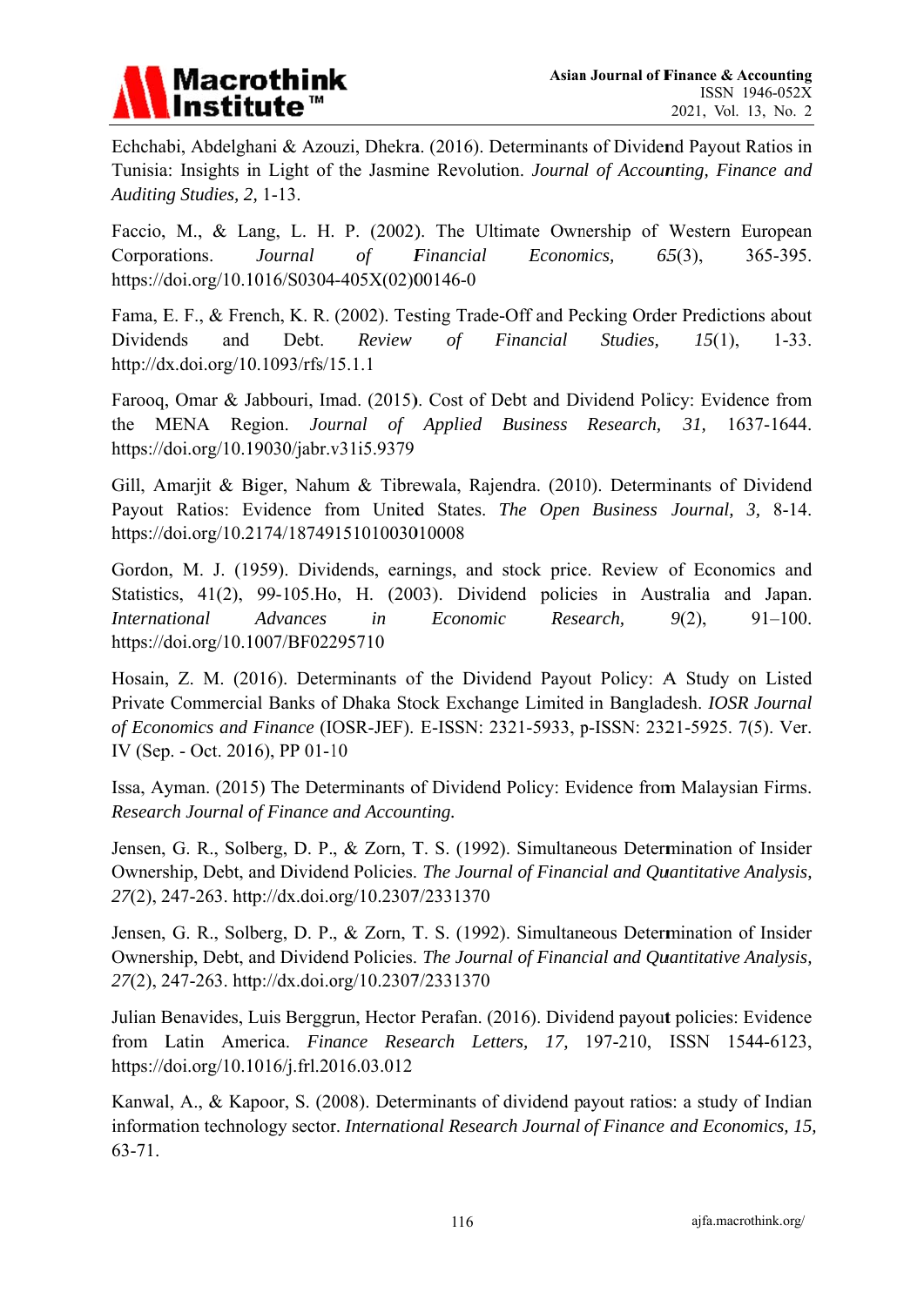Echchabi, Abdelghani & Azouzi, Dhekra. (2016). Determinants of Dividend Payout Ratios in Tunisia: Insights in Light of the Jasmine Revolution. *Journal of Accounting, Finance and Auditing Studies, 2,* 1-13.

Faccio, M., & Lang, L. H. P. (2002). The Ultimate Ownership of Western European Corporations. *Journal of Financial Economics, 65*(3), 365-395. https://doi.org/10.1016/S0304-405X(02)00146-0

Fama, E. F., & French, K. R. (2002). Testing Trade-Off and Pecking Order Predictions about Dividends and Debt. *Review of Financial Studies, 15*(1), 1-33. http://dx.doi.org/10.1093/rfs/15.1.1

Farooq, Omar & Jabbouri, Imad. (2015). Cost of Debt and Dividend Policy: Evidence from the MENA Region. *Journal of Applied Business Research, 31,* 1637-1644. https://doi.org/10.19030/jabr.v31i5.9379

Gill, Amarjit & Biger, Nahum & Tibrewala, Rajendra. (2010). Determinants of Dividend Payout Ratios: Evidence from United States. *The Open Business Journal, 3,* 8-14. https://doi.org/10.2174/1874915101003010008

Gordon, M. J. (1959). Dividends, earnings, and stock price. Review of Economics and Statistics, 41(2), 99-105.Ho, H. (2003). Dividend policies in Australia and Japan. *International Advances in Economic Research, 9*(2), 91–100. https://doi.org/10.1007/BF02295710

Hosain, Z. M. (2016). Determinants of the Dividend Payout Policy: A Study on Listed Private Commercial Banks of Dhaka Stock Exchange Limited in Bangladesh. *IOSR Journal of Economics and Finance* (IOSR-JEF). E-ISSN: 2321-5933, p-ISSN: 2321-5925. 7(5). Ver. IV (Sep. - Oct. 2016), PP 01-10

Issa, Ayman. (2015) The Determinants of Dividend Policy: Evidence from Malaysian Firms. *Research Journal of Finance and Accounting.*

Jensen, G. R., Solberg, D. P., & Zorn, T. S. (1992). Simultaneous Determination of Insider Ownership, Debt, and Dividend Policies. *The Journal of Financial and Quantitative Analysis, 27*(2), 247-263. http://dx.doi.org/10.2307/2331370

Jensen, G. R., Solberg, D. P., & Zorn, T. S. (1992). Simultaneous Determination of Insider Ownership, Debt, and Dividend Policies. *The Journal of Financial and Quantitative Analysis, 27*(2), 247-263. http://dx.doi.org/10.2307/2331370

Julian Benavides, Luis Berggrun, Hector Perafan. (2016). Dividend payout policies: Evidence from Latin America. *Finance Research Letters, 17,* 197-210, ISSN 1544-6123, https://doi.org/10.1016/j.frl.2016.03.012

Kanwal, A., & Kapoor, S. (2008). Determinants of dividend payout ratios: a study of Indian information technology sector. *International Research Journal of Finance and Economics, 15,* 63-71.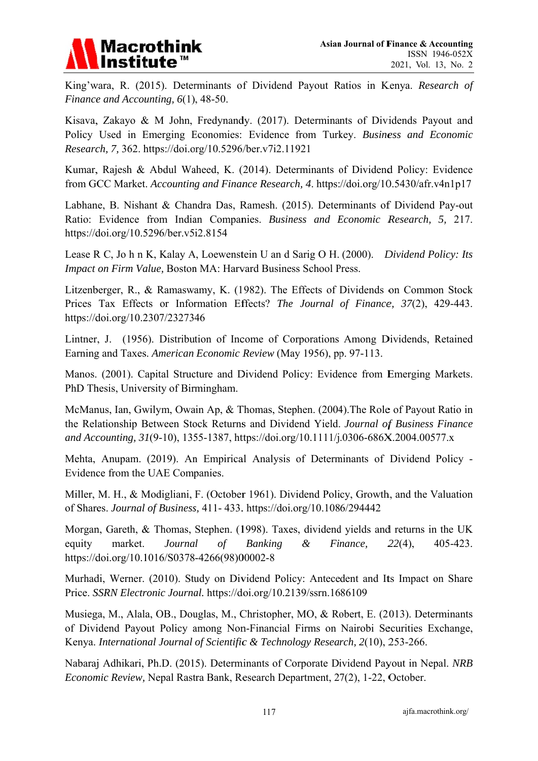King'wara, R. (2015). Determinants of Dividend Payout Ratios in Kenya. *Research of Finance and Accounting, 6*(1), 48-50.

Kisava, Zakayo & M John, Fredynandy. (2017). Determinants of Dividends Payout and Policy Used in Emerging Economies: Evidence from Turkey. *Business and Economic Research, 7,* 362. https://doi.org/10.5296/ber.v7i2.11921

Kumar, Rajesh & Abdul Waheed, K. (2014). Determinants of Dividend Policy: Evidence from GCC Market. *Accounting and Finance Research, 4*. https://doi.org/10.5430/afr.v4n1p17

Labhane, B. Nishant & Chandra Das, Ramesh. (2015). Determinants of Dividend Pay-out Ratio: Evidence from Indian Companies. *Business and Economic Research, 5,* 217. https://doi.org/10.5296/ber.v5i2.8154

Lease R C, Jo h n K, Kalay A, Loewenstein U an d Sarig O H. (2000). *Dividend Policy: Its Impact on Firm Value,* Boston MA: Harvard Business School Press.

Litzenberger, R., & Ramaswamy, K. (1982). The Effects of Dividends on Common Stock Prices Tax Effects or Information Effects? *The Journal of Finance, 37*(2), 429-443. https://doi.org/10.2307/2327346

Lintner, J. (1956). Distribution of Income of Corporations Among Dividends, Retained Earning and Taxes. *American Economic Review* (May 1956), pp. 97-113.

Manos. (2001). Capital Structure and Dividend Policy: Evidence from Emerging Markets. PhD Thesis, University of Birmingham.

McManus, Ian, Gwilym, Owain Ap, & Thomas, Stephen. (2004).The Role of Payout Ratio in the Relationship Between Stock Returns and Dividend Yield. *Journal of Business Finance and Accounting, 31*(9-10), 1355-1387, https://doi.org/10.1111/j.0306-686X.2004.00577.x

Mehta, Anupam. (2019). An Empirical Analysis of Determinants of Dividend Policy - Evidence from the UAE Companies.

Miller, M. H., & Modigliani, F. (October 1961). Dividend Policy, Growth, and the Valuation of Shares. *Journal of Business,* 411- 433. https://doi.org/10.1086/294442

Morgan, Gareth, & Thomas, Stephen. (1998). Taxes, dividend yields and returns in the UK equity market. *Journal of Banking & Finance, 22*(4), 405-423. https://doi.org/10.1016/S0378-4266(98)00002-8

Murhadi, Werner. (2010). Study on Dividend Policy: Antecedent and Its Impact on Share Price. *SSRN Electronic Journal.* https://doi.org/10.2139/ssrn.1686109

Musiega, M., Alala, OB., Douglas, M., Christopher, MO, & Robert, E. (2013). Determinants of Dividend Payout Policy among Non-Financial Firms on Nairobi Securities Exchange, Kenya. *International Journal of Scientific & Technology Research, 2*(10), 253-266.

Nabaraj Adhikari, Ph.D. (2015). Determinants of Corporate Dividend Payout in Nepal. *NRB Economic Review,* Nepal Rastra Bank, Research Department, 27(2), 1-22, October.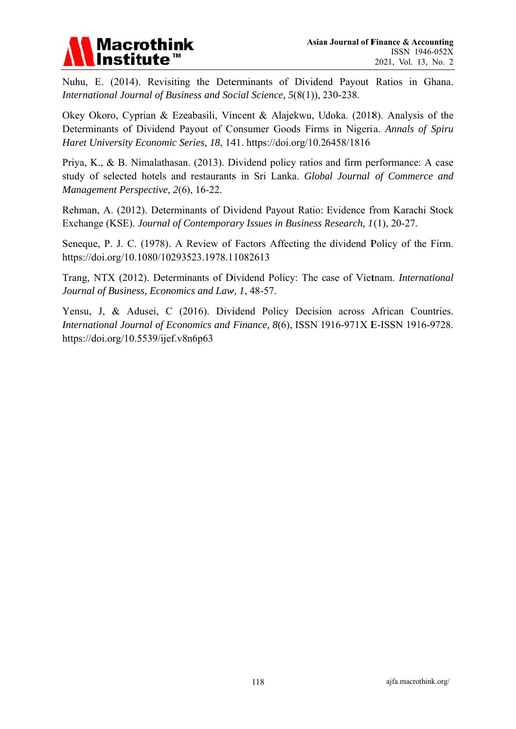Nuhu, E. (2014). Revisiting the Determinants of Dividend Payout Ratios in Ghana. *International Journal of Business and Social Science, 5*(8(1)), 230-238.

Okey Okoro, Cyprian & Ezeabasili, Vincent & Alajekwu, Udoka. (2018). Analysis of the Determinants of Dividend Payout of Consumer Goods Firms in Nigeria. *Annals of Spiru Haret University Economic Series, 18*, 141. https://doi.org/10.26458/1816

Priya, K., & B. Nimalathasan. (2013). Dividend policy ratios and firm performance: A case study of selected hotels and restaurants in Sri Lanka. *Global Journal of Commerce and Management Perspective, 2*(6), 16-22.

Rehman, A. (2012). Determinants of Dividend Payout Ratio: Evidence from Karachi Stock Exchange (KSE). *Journal of Contemporary Issues in Business Research, 1*(1), 20-27.

Seneque, P. J. C. (1978). A Review of Factors Affecting the dividend Policy of the Firm. https://doi.org/10.1080/10293523.1978.11082613

Trang, NTX (2012). Determinants of Dividend Policy: The case of Vietnam. *International Journal of Business, Economics and Law, 1*, 48-57.

Yensu, J, & Adusei, C (2016). Dividend Policy Decision across African Countries. *International Journal of Economics and Finance, 8*(6), ISSN 1916-971X E-ISSN 1916-9728. https://doi.org/10.5539/ijef.v8n6p63